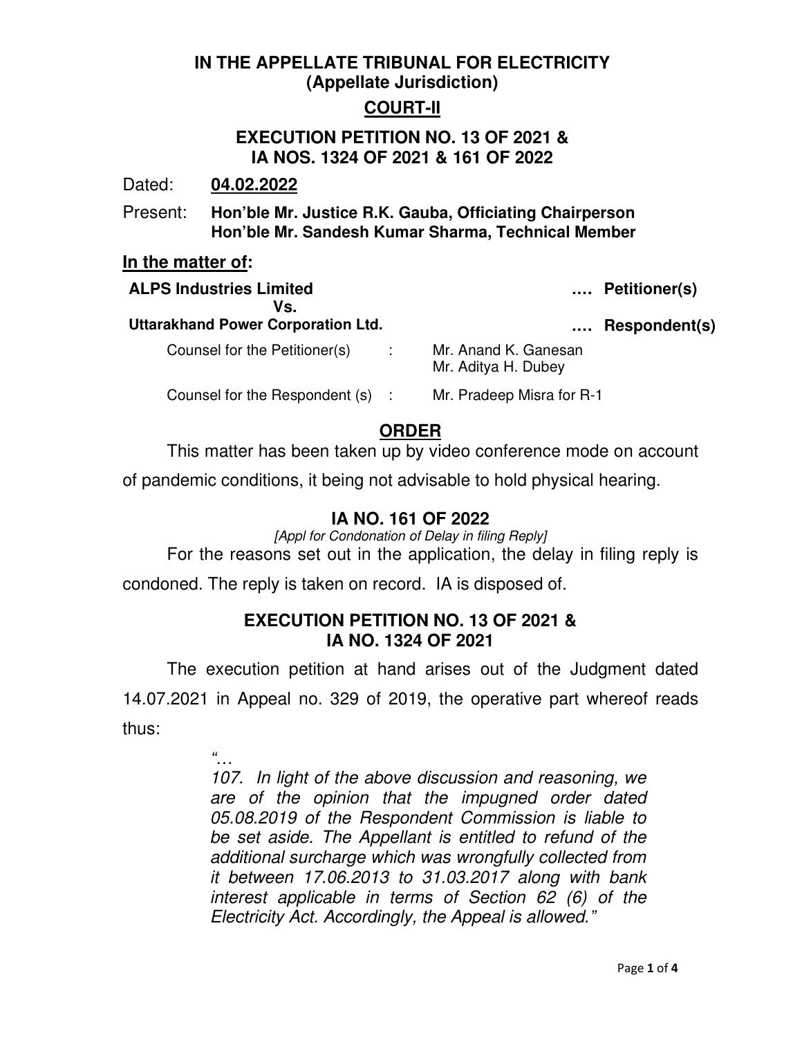**IN THE APPELLATE TRIBUNAL FOR ELECTRICITY**
**(Appellate Jurisdiction)**

**COURT-II**

**EXECUTION PETITION NO. 13 OF 2021 &**
**IA NOS. 1324 OF 2021 & 161 OF 2022**

Dated: **04.02.2022**

Present: **Hon'ble Mr. Justice R.K. Gauba, Officiating Chairperson**
**Hon'ble Mr. Sandesh Kumar Sharma, Technical Member**

**In the matter of:**

**ALPS Industries Limited** …. **Petitioner(s)**
**Vs.**
**Uttarakhand Power Corporation Ltd.** …. **Respondent(s)**

Counsel for the Petitioner(s) : Mr. Anand K. Ganesan
Mr. Aditya H. Dubey

Counsel for the Respondent (s) : Mr. Pradeep Misra for R-1

## ORDER

This matter has been taken up by video conference mode on account of pandemic conditions, it being not advisable to hold physical hearing.

### IA NO. 161 OF 2022

*[Appl for Condonation of Delay in filing Reply]*

For the reasons set out in the application, the delay in filing reply is condoned. The reply is taken on record. IA is disposed of.

### EXECUTION PETITION NO. 13 OF 2021 & IA NO. 1324 OF 2021

The execution petition at hand arises out of the Judgment dated 14.07.2021 in Appeal no. 329 of 2019, the operative part whereof reads thus:

> *"…*
> *107. In light of the above discussion and reasoning, we are of the opinion that the impugned order dated 05.08.2019 of the Respondent Commission is liable to be set aside. The Appellant is entitled to refund of the additional surcharge which was wrongfully collected from it between 17.06.2013 to 31.03.2017 along with bank interest applicable in terms of Section 62 (6) of the Electricity Act. Accordingly, the Appeal is allowed."*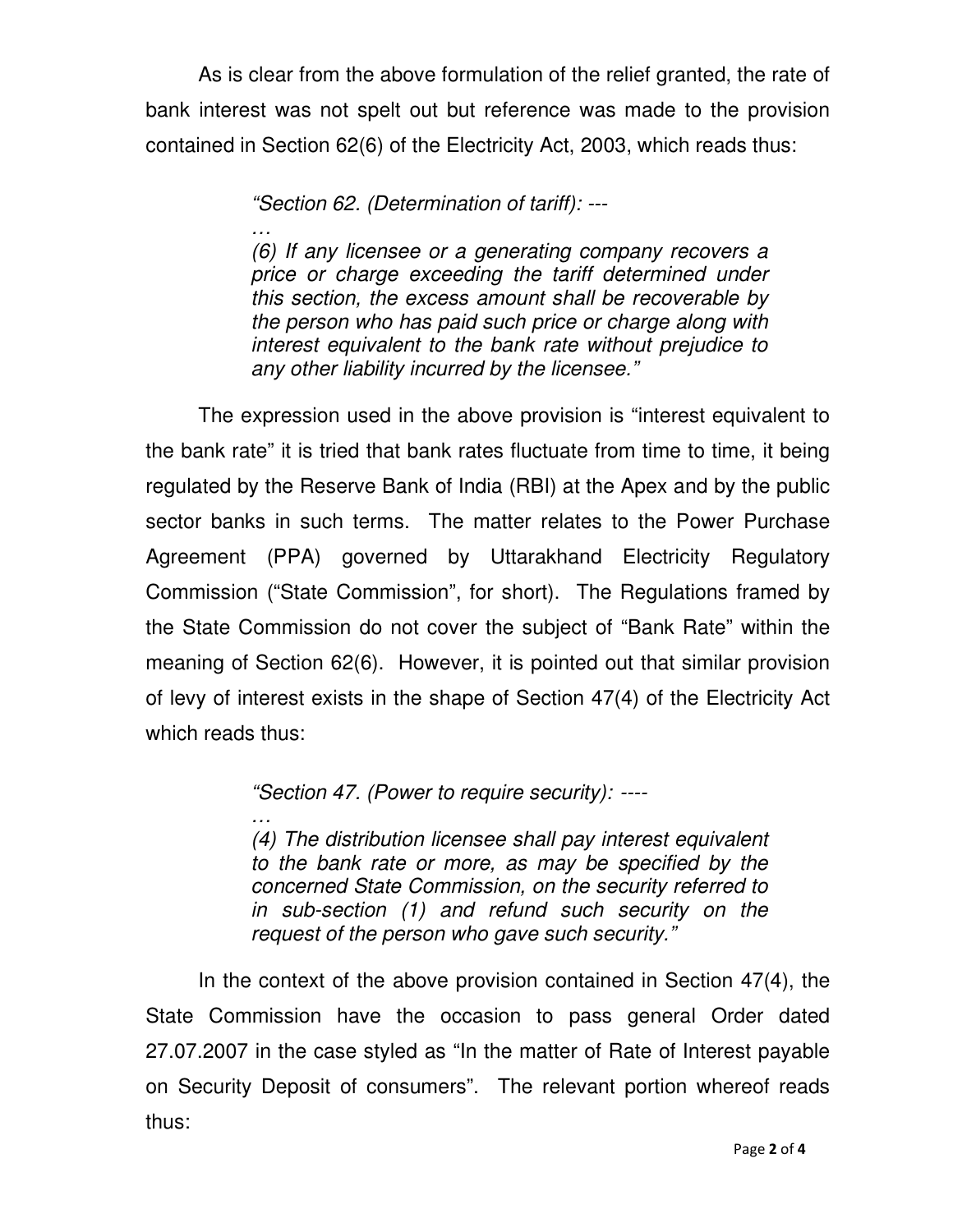As is clear from the above formulation of the relief granted, the rate of bank interest was not spelt out but reference was made to the provision contained in Section 62(6) of the Electricity Act, 2003, which reads thus:

> *"Section 62. (Determination of tariff): ---*
>
> *…*
>
> *(6) If any licensee or a generating company recovers a price or charge exceeding the tariff determined under this section, the excess amount shall be recoverable by the person who has paid such price or charge along with interest equivalent to the bank rate without prejudice to any other liability incurred by the licensee."*

The expression used in the above provision is "interest equivalent to the bank rate" it is tried that bank rates fluctuate from time to time, it being regulated by the Reserve Bank of India (RBI) at the Apex and by the public sector banks in such terms. The matter relates to the Power Purchase Agreement (PPA) governed by Uttarakhand Electricity Regulatory Commission ("State Commission", for short). The Regulations framed by the State Commission do not cover the subject of "Bank Rate" within the meaning of Section 62(6). However, it is pointed out that similar provision of levy of interest exists in the shape of Section 47(4) of the Electricity Act which reads thus:

> *"Section 47. (Power to require security): ----*
>
> *…*
>
> *(4) The distribution licensee shall pay interest equivalent to the bank rate or more, as may be specified by the concerned State Commission, on the security referred to in sub-section (1) and refund such security on the request of the person who gave such security."*

In the context of the above provision contained in Section 47(4), the State Commission have the occasion to pass general Order dated 27.07.2007 in the case styled as "In the matter of Rate of Interest payable on Security Deposit of consumers". The relevant portion whereof reads thus: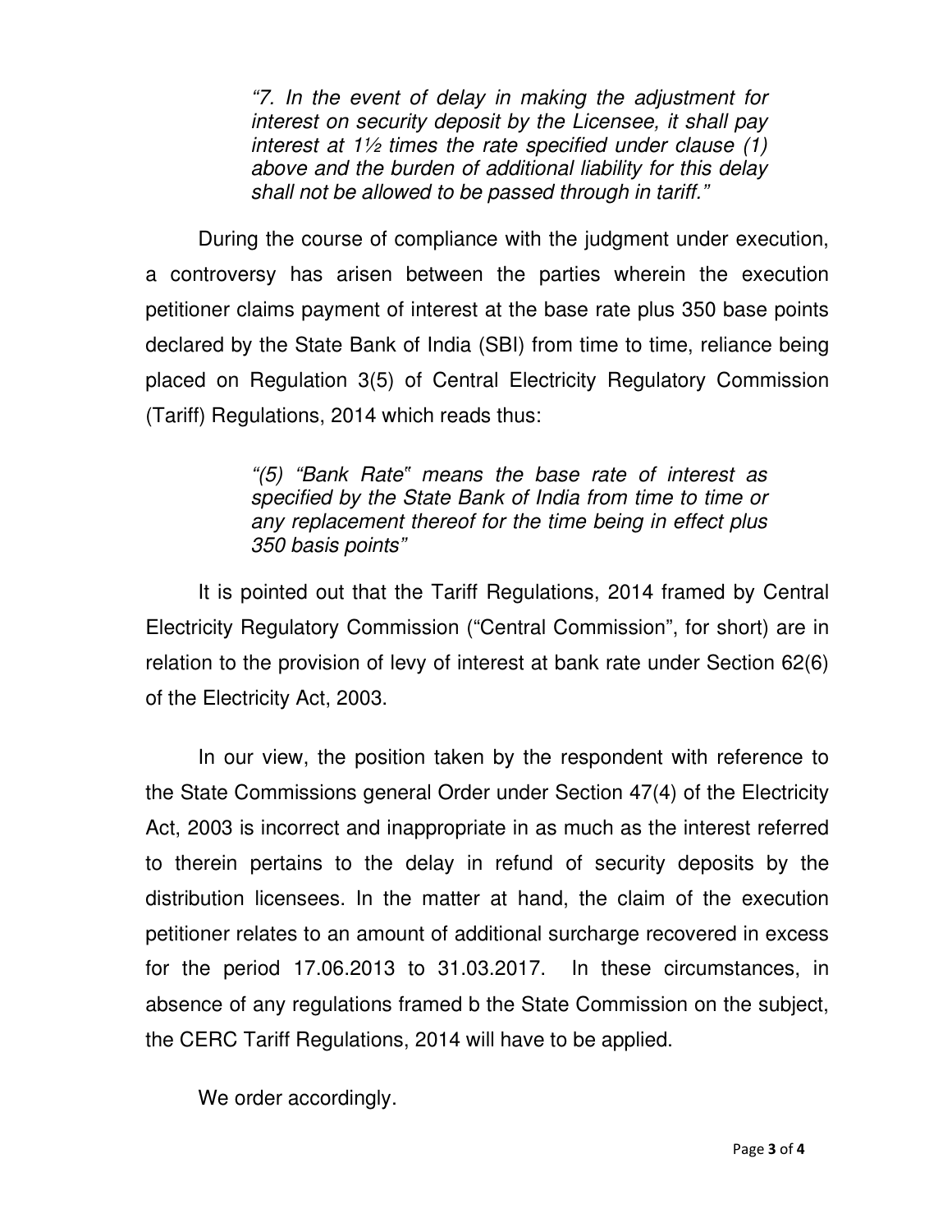> *"7. In the event of delay in making the adjustment for interest on security deposit by the Licensee, it shall pay interest at 1½ times the rate specified under clause (1) above and the burden of additional liability for this delay shall not be allowed to be passed through in tariff."*

During the course of compliance with the judgment under execution, a controversy has arisen between the parties wherein the execution petitioner claims payment of interest at the base rate plus 350 base points declared by the State Bank of India (SBI) from time to time, reliance being placed on Regulation 3(5) of Central Electricity Regulatory Commission (Tariff) Regulations, 2014 which reads thus:

> *"(5) "Bank Rate" means the base rate of interest as specified by the State Bank of India from time to time or any replacement thereof for the time being in effect plus 350 basis points"*

It is pointed out that the Tariff Regulations, 2014 framed by Central Electricity Regulatory Commission ("Central Commission", for short) are in relation to the provision of levy of interest at bank rate under Section 62(6) of the Electricity Act, 2003.

In our view, the position taken by the respondent with reference to the State Commissions general Order under Section 47(4) of the Electricity Act, 2003 is incorrect and inappropriate in as much as the interest referred to therein pertains to the delay in refund of security deposits by the distribution licensees. In the matter at hand, the claim of the execution petitioner relates to an amount of additional surcharge recovered in excess for the period 17.06.2013 to 31.03.2017. In these circumstances, in absence of any regulations framed b the State Commission on the subject, the CERC Tariff Regulations, 2014 will have to be applied.

We order accordingly.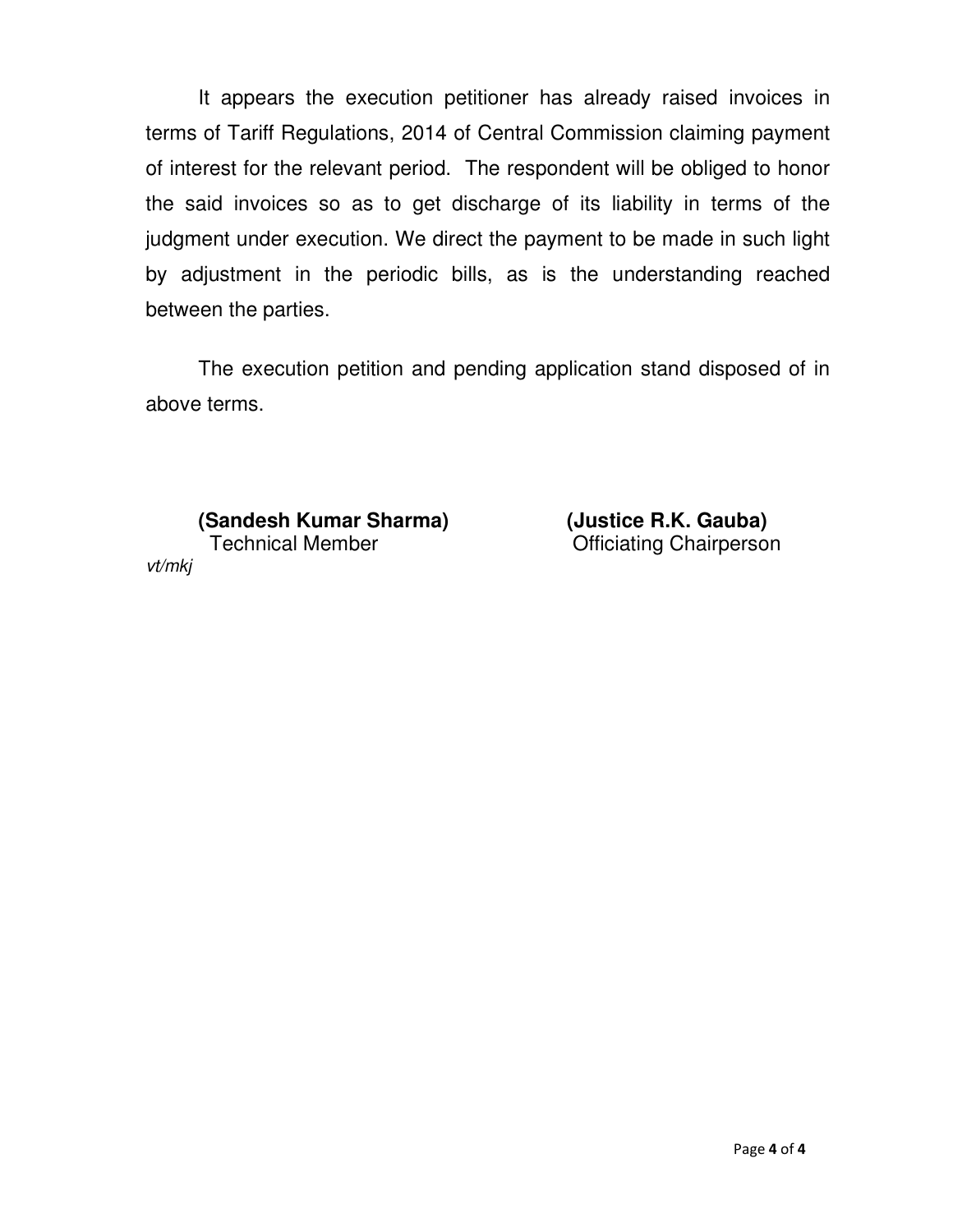It appears the execution petitioner has already raised invoices in terms of Tariff Regulations, 2014 of Central Commission claiming payment of interest for the relevant period. The respondent will be obliged to honor the said invoices so as to get discharge of its liability in terms of the judgment under execution. We direct the payment to be made in such light by adjustment in the periodic bills, as is the understanding reached between the parties.

The execution petition and pending application stand disposed of in above terms.

**(Sandesh Kumar Sharma)**
Technical Member

**(Justice R.K. Gauba)**
Officiating Chairperson

*vt/mkj*